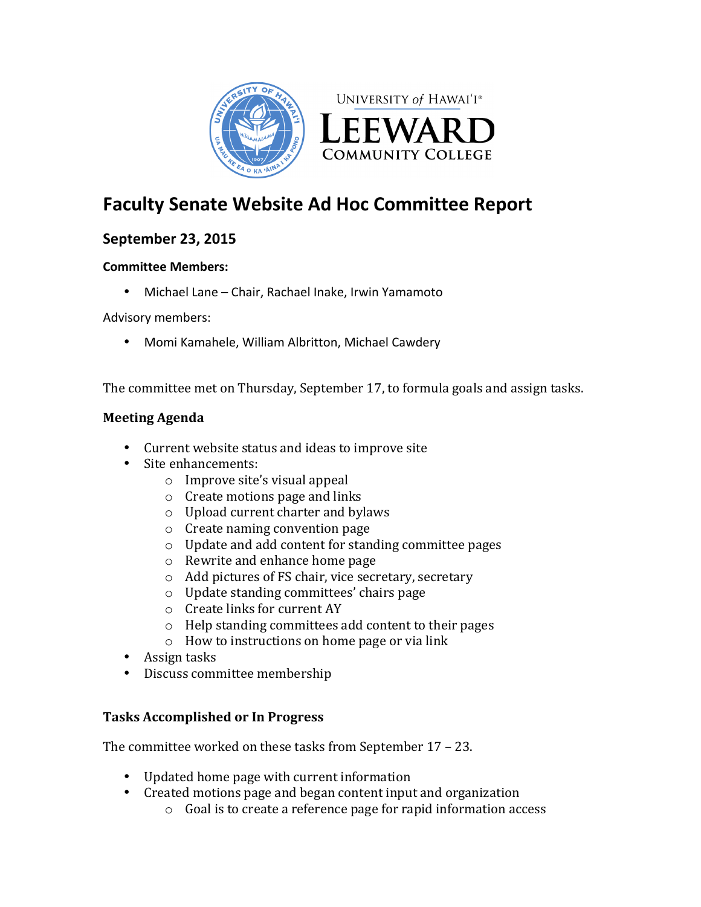UNIVERSITY of HAWAI'I®

LEEWARD

COMMUNITY COLLEGE

# Faculty Senate Website Ad Hoc Committee Report

## September 23, 2015

**Committee Members:**

- Michael Lane – Chair, Rachael Inake, Irwin Yamamoto

Advisory members:

- Momi Kamahele, William Albritton, Michael Cawdery

The committee met on Thursday, September 17, to formula goals and assign tasks.

**Meeting Agenda**

- Current website status and ideas to improve site
- Site enhancements:
    - Improve site's visual appeal
    - Create motions page and links
    - Upload current charter and bylaws
    - Create naming convention page
    - Update and add content for standing committee pages
    - Rewrite and enhance home page
    - Add pictures of FS chair, vice secretary, secretary
    - Update standing committees' chairs page
    - Create links for current AY
    - Help standing committees add content to their pages
    - How to instructions on home page or via link
- Assign tasks
- Discuss committee membership

**Tasks Accomplished or In Progress**

The committee worked on these tasks from September 17 – 23.

- Updated home page with current information
- Created motions page and began content input and organization
    - Goal is to create a reference page for rapid information access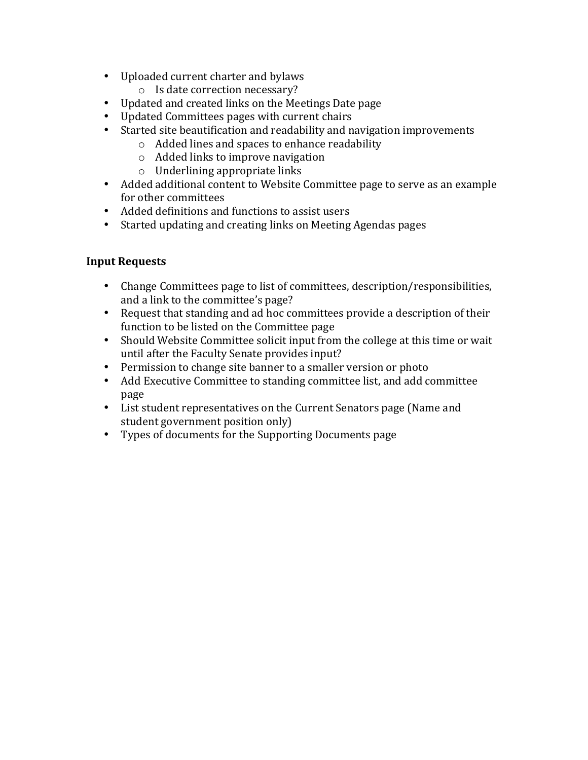- Uploaded current charter and bylaws
  - Is date correction necessary?
- Updated and created links on the Meetings Date page
- Updated Committees pages with current chairs
- Started site beautification and readability and navigation improvements
  - Added lines and spaces to enhance readability
  - Added links to improve navigation
  - Underlining appropriate links
- Added additional content to Website Committee page to serve as an example for other committees
- Added definitions and functions to assist users
- Started updating and creating links on Meeting Agendas pages

**Input Requests**

- Change Committees page to list of committees, description/responsibilities, and a link to the committee's page?
- Request that standing and ad hoc committees provide a description of their function to be listed on the Committee page
- Should Website Committee solicit input from the college at this time or wait until after the Faculty Senate provides input?
- Permission to change site banner to a smaller version or photo
- Add Executive Committee to standing committee list, and add committee page
- List student representatives on the Current Senators page (Name and student government position only)
- Types of documents for the Supporting Documents page